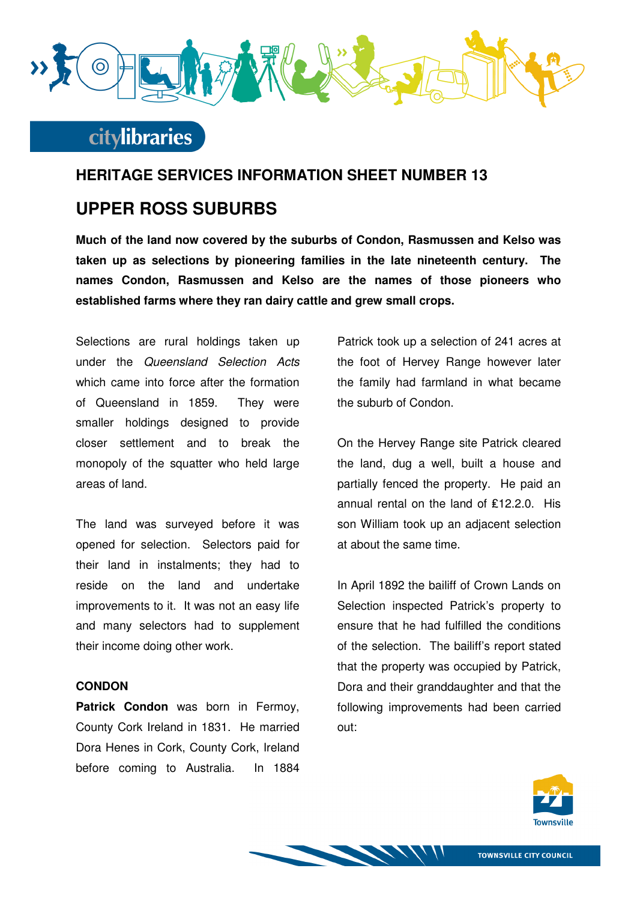## HERITAGE SERVICES INFORMATION SHEET NUMBER 13

# UPPER ROSS SUBURBS

**Much of the land now covered by the suburbs of Condon, Rasmussen and Kelso was taken up as selections by pioneering families in the late nineteenth century. The names Condon, Rasmussen and Kelso are the names of those pioneers who established farms where they ran dairy cattle and grew small crops.**

Selections are rural holdings taken up under the *Queensland Selection Acts* which came into force after the formation of Queensland in 1859. They were smaller holdings designed to provide closer settlement and to break the monopoly of the squatter who held large areas of land.

The land was surveyed before it was opened for selection. Selectors paid for their land in instalments; they had to reside on the land and undertake improvements to it. It was not an easy life and many selectors had to supplement their income doing other work.

### CONDON

**Patrick Condon** was born in Fermoy, County Cork Ireland in 1831. He married Dora Henes in Cork, County Cork, Ireland before coming to Australia. In 1884 Patrick took up a selection of 241 acres at the foot of Hervey Range however later the family had farmland in what became the suburb of Condon.

On the Hervey Range site Patrick cleared the land, dug a well, built a house and partially fenced the property. He paid an annual rental on the land of £12.2.0. His son William took up an adjacent selection at about the same time.

In April 1892 the bailiff of Crown Lands on Selection inspected Patrick's property to ensure that he had fulfilled the conditions of the selection. The bailiff's report stated that the property was occupied by Patrick, Dora and their granddaughter and that the following improvements had been carried out: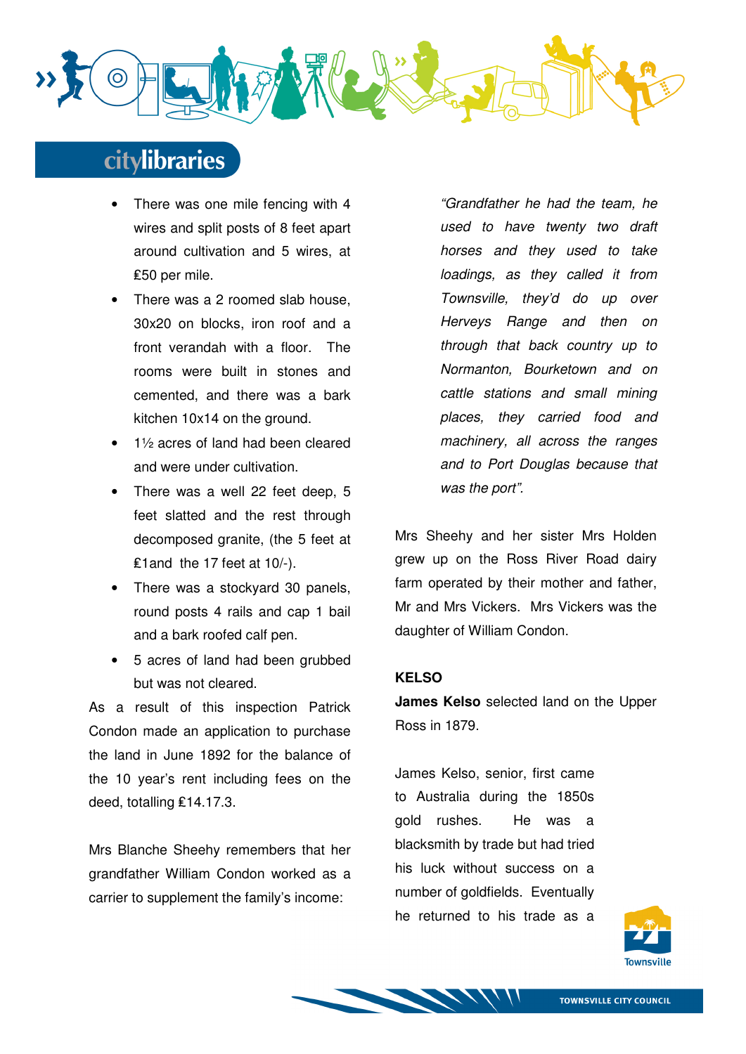- There was one mile fencing with 4 wires and split posts of 8 feet apart around cultivation and 5 wires, at £50 per mile.
- There was a 2 roomed slab house, 30x20 on blocks, iron roof and a front verandah with a floor. The rooms were built in stones and cemented, and there was a bark kitchen 10x14 on the ground.
- 1½ acres of land had been cleared and were under cultivation.
- There was a well 22 feet deep, 5 feet slatted and the rest through decomposed granite, (the 5 feet at £1and the 17 feet at 10/-).
- There was a stockyard 30 panels, round posts 4 rails and cap 1 bail and a bark roofed calf pen.
- 5 acres of land had been grubbed but was not cleared.

As a result of this inspection Patrick Condon made an application to purchase the land in June 1892 for the balance of the 10 year's rent including fees on the deed, totalling £14.17.3.

Mrs Blanche Sheehy remembers that her grandfather William Condon worked as a carrier to supplement the family's income:

*"Grandfather he had the team, he used to have twenty two draft horses and they used to take loadings, as they called it from Townsville, they'd do up over Herveys Range and then on through that back country up to Normanton, Bourketown and on cattle stations and small mining places, they carried food and machinery, all across the ranges and to Port Douglas because that was the port".*

Mrs Sheehy and her sister Mrs Holden grew up on the Ross River Road dairy farm operated by their mother and father, Mr and Mrs Vickers. Mrs Vickers was the daughter of William Condon.

**KELSO**

**James Kelso** selected land on the Upper Ross in 1879.

James Kelso, senior, first came to Australia during the 1850s gold rushes. He was a blacksmith by trade but had tried his luck without success on a number of goldfields. Eventually he returned to his trade as a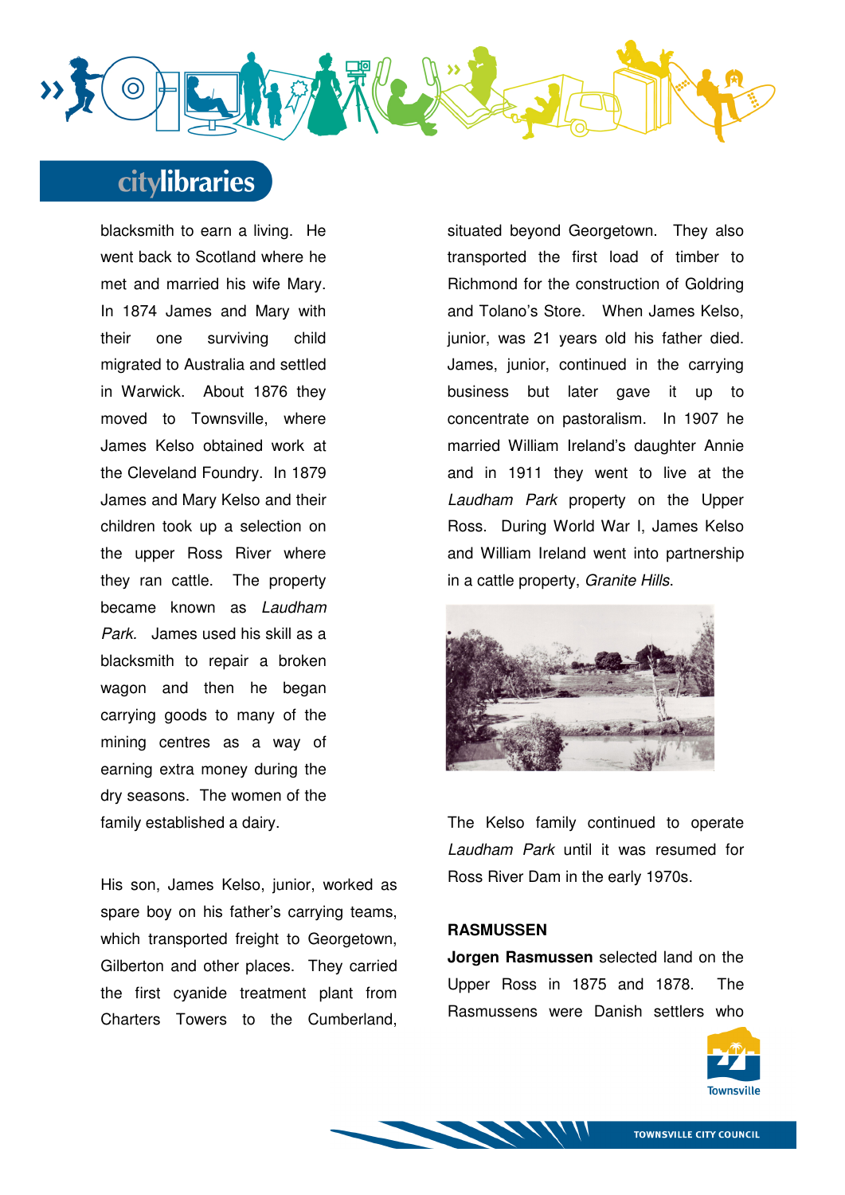blacksmith to earn a living. He went back to Scotland where he met and married his wife Mary. In 1874 James and Mary with their one surviving child migrated to Australia and settled in Warwick. About 1876 they moved to Townsville, where James Kelso obtained work at the Cleveland Foundry. In 1879 James and Mary Kelso and their children took up a selection on the upper Ross River where they ran cattle. The property became known as *Laudham Park*. James used his skill as a blacksmith to repair a broken wagon and then he began carrying goods to many of the mining centres as a way of earning extra money during the dry seasons. The women of the family established a dairy.

His son, James Kelso, junior, worked as spare boy on his father's carrying teams, which transported freight to Georgetown, Gilberton and other places. They carried the first cyanide treatment plant from Charters Towers to the Cumberland, situated beyond Georgetown. They also transported the first load of timber to Richmond for the construction of Goldring and Tolano's Store. When James Kelso, junior, was 21 years old his father died. James, junior, continued in the carrying business but later gave it up to concentrate on pastoralism. In 1907 he married William Ireland's daughter Annie and in 1911 they went to live at the *Laudham Park* property on the Upper Ross. During World War I, James Kelso and William Ireland went into partnership in a cattle property, *Granite Hills*.

The Kelso family continued to operate *Laudham Park* until it was resumed for Ross River Dam in the early 1970s.

**RASMUSSEN**

**Jorgen Rasmussen** selected land on the Upper Ross in 1875 and 1878. The Rasmussens were Danish settlers who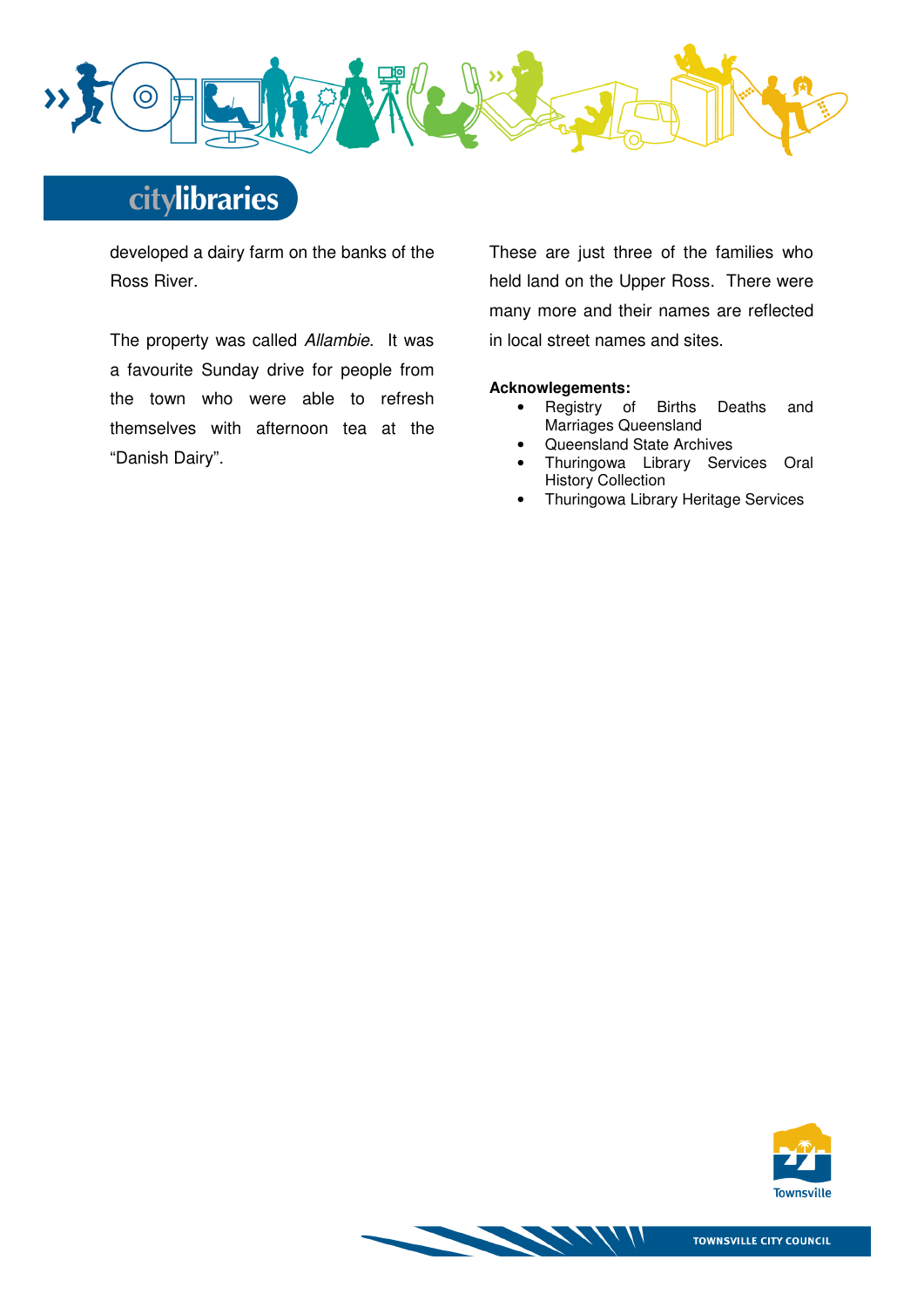developed a dairy farm on the banks of the Ross River.

The property was called *Allambie*. It was a favourite Sunday drive for people from the town who were able to refresh themselves with afternoon tea at the "Danish Dairy".

These are just three of the families who held land on the Upper Ross. There were many more and their names are reflected in local street names and sites.

**Acknowlegements:**

- Registry of Births Deaths and Marriages Queensland
- Queensland State Archives
- Thuringowa Library Services Oral History Collection
- Thuringowa Library Heritage Services